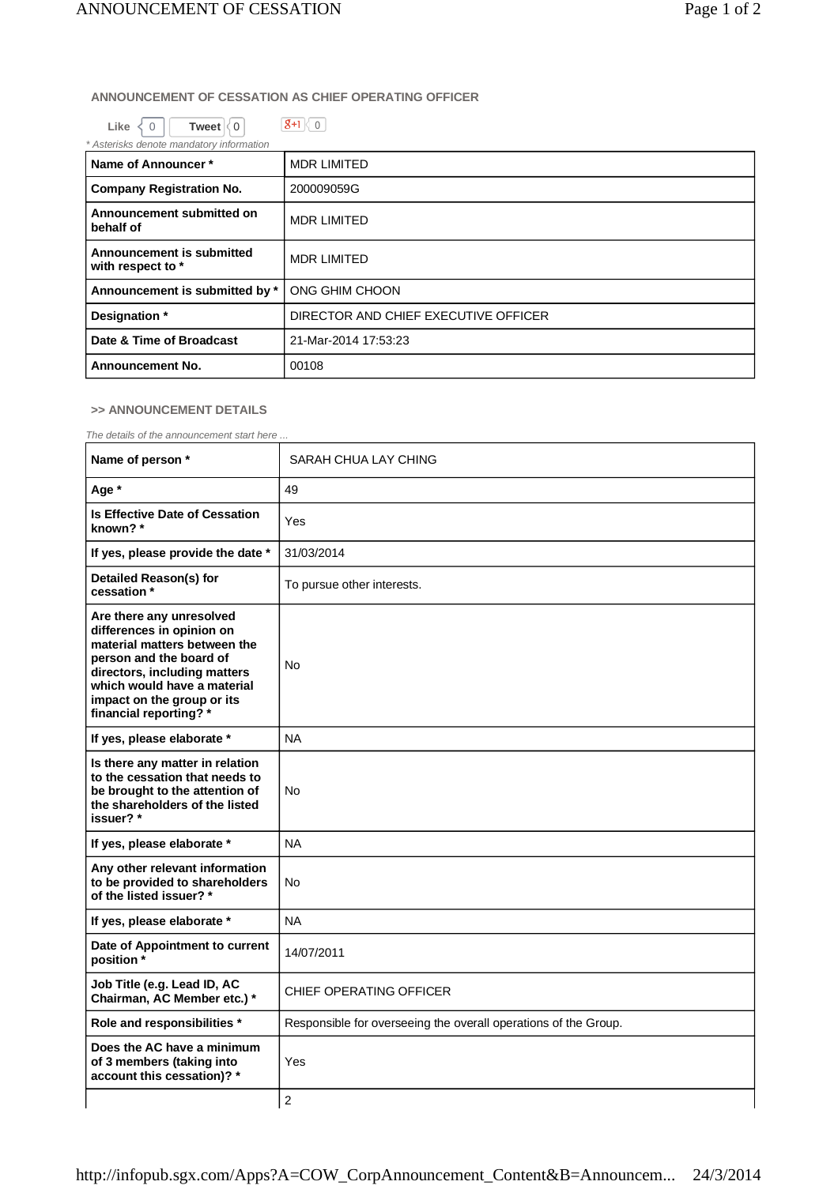## ANNOUNCEMENT OF CESSATION AS CHIEF OPERATING OFFICER

Like 0 Tweet 0 g+1 0

*\* Asterisks denote mandatory information*

| | |
|---|---|
| **Name of Announcer \*** | MDR LIMITED |
| **Company Registration No.** | 200009059G |
| **Announcement submitted on behalf of** | MDR LIMITED |
| **Announcement is submitted with respect to \*** | MDR LIMITED |
| **Announcement is submitted by \*** | ONG GHIM CHOON |
| **Designation \*** | DIRECTOR AND CHIEF EXECUTIVE OFFICER |
| **Date & Time of Broadcast** | 21-Mar-2014 17:53:23 |
| **Announcement No.** | 00108 |

### >> ANNOUNCEMENT DETAILS

*The details of the announcement start here ...*

| | |
|---|---|
| **Name of person \*** | SARAH CHUA LAY CHING |
| **Age \*** | 49 |
| **Is Effective Date of Cessation known? \*** | Yes |
| **If yes, please provide the date \*** | 31/03/2014 |
| **Detailed Reason(s) for cessation \*** | To pursue other interests. |
| **Are there any unresolved differences in opinion on material matters between the person and the board of directors, including matters which would have a material impact on the group or its financial reporting? \*** | No |
| **If yes, please elaborate \*** | NA |
| **Is there any matter in relation to the cessation that needs to be brought to the attention of the shareholders of the listed issuer? \*** | No |
| **If yes, please elaborate \*** | NA |
| **Any other relevant information to be provided to shareholders of the listed issuer? \*** | No |
| **If yes, please elaborate \*** | NA |
| **Date of Appointment to current position \*** | 14/07/2011 |
| **Job Title (e.g. Lead ID, AC Chairman, AC Member etc.) \*** | CHIEF OPERATING OFFICER |
| **Role and responsibilities \*** | Responsible for overseeing the overall operations of the Group. |
| **Does the AC have a minimum of 3 members (taking into account this cessation)? \*** | Yes |
| | 2 |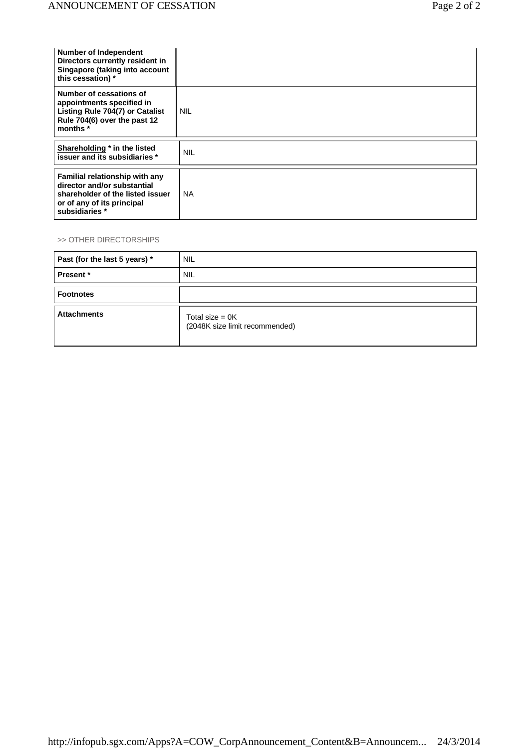| | |
|---|---|
| **Number of Independent Directors currently resident in Singapore (taking into account this cessation) *** | |
| **Number of cessations of appointments specified in Listing Rule 704(7) or Catalist Rule 704(6) over the past 12 months *** | NIL |

| | |
|---|---|
| **Shareholding * in the listed issuer and its subsidiaries *** | NIL |

| | |
|---|---|
| **Familial relationship with any director and/or substantial shareholder of the listed issuer or of any of its principal subsidiaries *** | NA |

>> OTHER DIRECTORSHIPS

| | |
|---|---|
| **Past (for the last 5 years) *** | NIL |
| **Present *** | NIL |

| | |
|---|---|
| **Footnotes** | |

| | |
|---|---|
| **Attachments** | Total size = 0K<br>(2048K size limit recommended) |